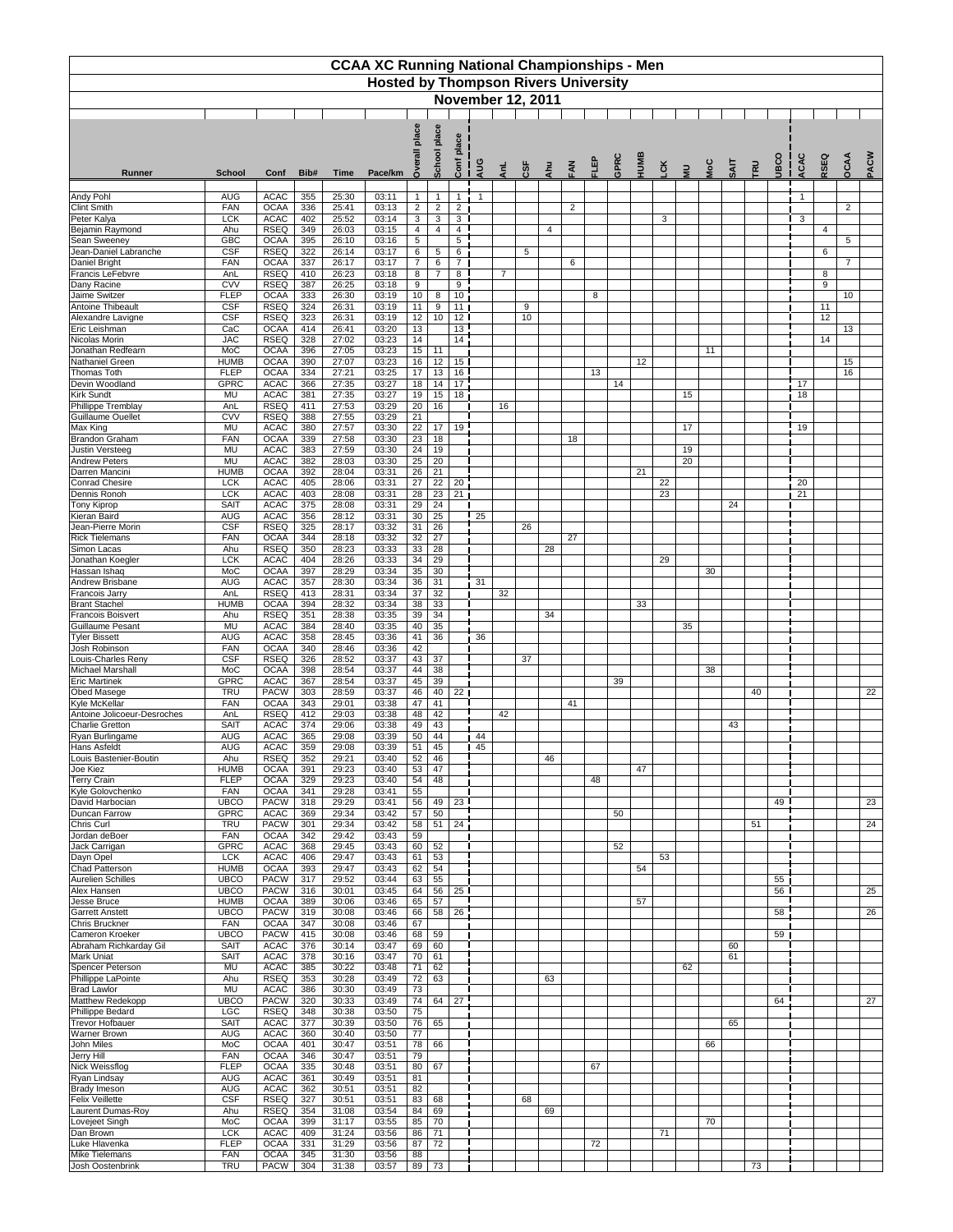# CCAA XC Running National Championships - Men

## Hosted by Thompson Rivers University

### November 12, 2011

| Runner | School | Conf | Bib# | Time | Pace/km | Overall place | School place | Conf place | AUG | AnL | CSF | Ahu | FAN | FLEP | GPRC | HUMB | LCK | MU | MoC | SAIT | TRU | UBCO | ACAC | RSEQ | OCAA | PACW |
|---|---|---|---|---|---|---|---|---|---|---|---|---|---|---|---|---|---|---|---|---|---|---|---|---|---|---|
| Andy Pohl | AUG | ACAC | 355 | 25:30 | 03:11 | 1 | 1 | 1 | 1 | | | | | | | | | | | | | | 1 | | | |
| Clint Smith | FAN | OCAA | 336 | 25:41 | 03:13 | 2 | 2 | 2 | | | | | 2 | | | | | | | | | | | | 2 | |
| Peter Kalya | LCK | ACAC | 402 | 25:52 | 03:14 | 3 | 3 | 3 | | | | | | | | | 3 | | | | | | 3 | | | |
| Bejamin Raymond | Ahu | RSEQ | 349 | 26:03 | 03:15 | 4 | 4 | 4 | | | | 4 | | | | | | | | | | | | 4 | | |
| Sean Sweeney | GBC | OCAA | 395 | 26:10 | 03:16 | 5 | | 5 | | | | | | | | | | | | | | | | | 5 | |
| Jean-Daniel Labranche | CSF | RSEQ | 322 | 26:14 | 03:17 | 6 | 5 | 6 | | | 5 | | | | | | | | | | | | | 6 | | |
| Daniel Bright | FAN | OCAA | 337 | 26:17 | 03:17 | 7 | 6 | 7 | | | | | 6 | | | | | | | | | | | | 7 | |
| Francis LeFebvre | AnL | RSEQ | 410 | 26:23 | 03:18 | 8 | 7 | 8 | | 7 | | | | | | | | | | | | | | 8 | | |
| Dany Racine | CVV | RSEQ | 387 | 26:25 | 03:18 | 9 | | 9 | | | | | | | | | | | | | | | | 9 | | |
| Jaime Switzer | FLEP | OCAA | 333 | 26:30 | 03:19 | 10 | 8 | 10 | | | | | | 8 | | | | | | | | | | | 10 | |
| Antoine Thibeault | CSF | RSEQ | 324 | 26:31 | 03:19 | 11 | 9 | 11 | | | 9 | | | | | | | | | | | | | 11 | | |
| Alexandre Lavigne | CSF | RSEQ | 323 | 26:31 | 03:19 | 12 | 10 | 12 | | | 10 | | | | | | | | | | | | | 12 | | |
| Eric Leishman | CaC | OCAA | 414 | 26:41 | 03:20 | 13 | | 13 | | | | | | | | | | | | | | | | | 13 | |
| Nicolas Morin | JAC | RSEQ | 328 | 27:02 | 03:23 | 14 | | 14 | | | | | | | | | | | | | | | | 14 | | |
| Jonathan Redfearn | MoC | OCAA | 396 | 27:05 | 03:23 | 15 | 11 | | | | | | | | | | | | 11 | | | | | | | |
| Nathaniel Green | HUMB | OCAA | 390 | 27:07 | 03:23 | 16 | 12 | 15 | | | | | | | | 12 | | | | | | | | | 15 | |
| Thomas Toth | FLEP | OCAA | 334 | 27:21 | 03:25 | 17 | 13 | 16 | | | | | | 13 | | | | | | | | | | | 16 | |
| Devin Woodland | GPRC | ACAC | 366 | 27:35 | 03:27 | 18 | 14 | 17 | | | | | | | 14 | | | | | | | | 17 | | | |
| Kirk Sundt | MU | ACAC | 381 | 27:35 | 03:27 | 19 | 15 | 18 | | | | | | | | | | 15 | | | | | 18 | | | |
| Phillippe Tremblay | AnL | RSEQ | 411 | 27:53 | 03:29 | 20 | 16 | | | 16 | | | | | | | | | | | | | | | | |
| Guillaume Ouellet | CVV | RSEQ | 388 | 27:55 | 03:29 | 21 | | | | | | | | | | | | | | | | | | | | |
| Max King | MU | ACAC | 380 | 27:57 | 03:30 | 22 | 17 | 19 | | | | | | | | | | 17 | | | | | 19 | | | |
| Brandon Graham | FAN | OCAA | 339 | 27:58 | 03:30 | 23 | 18 | | | | | | 18 | | | | | | | | | | | | | |
| Justin Versteeg | MU | ACAC | 383 | 27:59 | 03:30 | 24 | 19 | | | | | | | | | | | 19 | | | | | | | | |
| Andrew Peters | MU | ACAC | 382 | 28:03 | 03:30 | 25 | 20 | | | | | | | | | | | 20 | | | | | | | | |
| Darren Mancini | HUMB | OCAA | 392 | 28:04 | 03:31 | 26 | 21 | | | | | | | | | 21 | | | | | | | | | | |
| Conrad Chesire | LCK | ACAC | 405 | 28:06 | 03:31 | 27 | 22 | 20 | | | | | | | | | 22 | | | | | | 20 | | | |
| Dennis Ronoh | LCK | ACAC | 403 | 28:08 | 03:31 | 28 | 23 | 21 | | | | | | | | | 23 | | | | | | 21 | | | |
| Tony Kiprop | SAIT | ACAC | 375 | 28:08 | 03:31 | 29 | 24 | | | | | | | | | | | | | 24 | | | | | | |
| Kieran Baird | AUG | ACAC | 356 | 28:12 | 03:31 | 30 | 25 | | 25 | | | | | | | | | | | | | | | | | |
| Jean-Pierre Morin | CSF | RSEQ | 325 | 28:17 | 03:32 | 31 | 26 | | | | 26 | | | | | | | | | | | | | | | |
| Rick Tielemans | FAN | OCAA | 344 | 28:18 | 03:32 | 32 | 27 | | | | | | 27 | | | | | | | | | | | | | |
| Simon Lacas | Ahu | RSEQ | 350 | 28:23 | 03:33 | 33 | 28 | | | | | 28 | | | | | | | | | | | | | | |
| Jonathan Koegler | LCK | ACAC | 404 | 28:26 | 03:33 | 34 | 29 | | | | | | | | | | 29 | | | | | | | | | |
| Hassan Ishaq | MoC | OCAA | 397 | 28:29 | 03:34 | 35 | 30 | | | | | | | | | | | | 30 | | | | | | | |
| Andrew Brisbane | AUG | ACAC | 357 | 28:30 | 03:34 | 36 | 31 | | 31 | | | | | | | | | | | | | | | | | |
| Francois Jarry | AnL | RSEQ | 413 | 28:31 | 03:34 | 37 | 32 | | | 32 | | | | | | | | | | | | | | | | |
| Brant Stachel | HUMB | OCAA | 394 | 28:32 | 03:34 | 38 | 33 | | | | | | | | | 33 | | | | | | | | | | |
| Francois Boisvert | Ahu | RSEQ | 351 | 28:38 | 03:35 | 39 | 34 | | | | | 34 | | | | | | | | | | | | | | |
| Guillaume Pesant | MU | ACAC | 384 | 28:40 | 03:35 | 40 | 35 | | | | | | | | | | | 35 | | | | | | | | |
| Tyler Bissett | AUG | ACAC | 358 | 28:45 | 03:36 | 41 | 36 | | 36 | | | | | | | | | | | | | | | | | |
| Josh Robinson | FAN | OCAA | 340 | 28:46 | 03:36 | 42 | | | | | | | | | | | | | | | | | | | | |
| Louis-Charles Reny | CSF | RSEQ | 326 | 28:52 | 03:37 | 43 | 37 | | | | 37 | | | | | | | | | | | | | | | |
| Michael Marshall | MoC | OCAA | 398 | 28:54 | 03:37 | 44 | 38 | | | | | | | | | | | | 38 | | | | | | | |
| Eric Martinek | GPRC | ACAC | 367 | 28:54 | 03:37 | 45 | 39 | | | | | | | | 39 | | | | | | | | | | | |
| Obed Masege | TRU | PACW | 303 | 28:59 | 03:37 | 46 | 40 | 22 | | | | | | | | | | | | | 40 | | | | | 22 |
| Kyle McKellar | FAN | OCAA | 343 | 29:01 | 03:38 | 47 | 41 | | | | | | 41 | | | | | | | | | | | | | |
| Antoine Jolicoeur-Desroches | AnL | RSEQ | 412 | 29:03 | 03:38 | 48 | 42 | | | 42 | | | | | | | | | | | | | | | | |
| Charlie Gretton | SAIT | ACAC | 374 | 29:06 | 03:38 | 49 | 43 | | | | | | | | | | | | | 43 | | | | | | |
| Ryan Burlingame | AUG | ACAC | 365 | 29:08 | 03:39 | 50 | 44 | | 44 | | | | | | | | | | | | | | | | | |
| Hans Asfeldt | AUG | ACAC | 359 | 29:08 | 03:39 | 51 | 45 | | 45 | | | | | | | | | | | | | | | | | |
| Louis Bastenier-Boutin | Ahu | RSEQ | 352 | 29:21 | 03:40 | 52 | 46 | | | | | 46 | | | | | | | | | | | | | | |
| Joe Kiez | HUMB | OCAA | 391 | 29:23 | 03:40 | 53 | 47 | | | | | | | | | 47 | | | | | | | | | | |
| Terry Crain | FLEP | OCAA | 329 | 29:23 | 03:40 | 54 | 48 | | | | | | | 48 | | | | | | | | | | | | |
| Kyle Golovchenko | FAN | OCAA | 341 | 29:28 | 03:41 | 55 | | | | | | | | | | | | | | | | | | | | |
| David Harbocian | UBCO | PACW | 318 | 29:29 | 03:41 | 56 | 49 | 23 | | | | | | | | | | | | | | 49 | | | | 23 |
| Duncan Farrow | GPRC | ACAC | 369 | 29:34 | 03:42 | 57 | 50 | | | | | | | | 50 | | | | | | | | | | | |
| Chris Curl | TRU | PACW | 301 | 29:34 | 03:42 | 58 | 51 | 24 | | | | | | | | | | | | | 51 | | | | | 24 |
| Jordan deBoer | FAN | OCAA | 342 | 29:42 | 03:43 | 59 | | | | | | | | | | | | | | | | | | | | |
| Jack Carrigan | GPRC | ACAC | 368 | 29:45 | 03:43 | 60 | 52 | | | | | | | | 52 | | | | | | | | | | | |
| Dayn Opel | LCK | ACAC | 406 | 29:47 | 03:43 | 61 | 53 | | | | | | | | | | 53 | | | | | | | | | |
| Chad Patterson | HUMB | OCAA | 393 | 29:47 | 03:43 | 62 | 54 | | | | | | | | | 54 | | | | | | | | | | |
| Aurelien Schilles | UBCO | PACW | 317 | 29:52 | 03:44 | 63 | 55 | | | | | | | | | | | | | | | 55 | | | | |
| Alex Hansen | UBCO | PACW | 316 | 30:01 | 03:45 | 64 | 56 | 25 | | | | | | | | | | | | | | 56 | | | | 25 |
| Jesse Bruce | HUMB | OCAA | 389 | 30:06 | 03:46 | 65 | 57 | | | | | | | | | 57 | | | | | | | | | | |
| Garrett Anstett | UBCO | PACW | 319 | 30:08 | 03:46 | 66 | 58 | 26 | | | | | | | | | | | | | | 58 | | | | 26 |
| Chris Bruckner | FAN | OCAA | 347 | 30:08 | 03:46 | 67 | | | | | | | | | | | | | | | | | | | | |
| Cameron Kroeker | UBCO | PACW | 415 | 30:08 | 03:46 | 68 | 59 | | | | | | | | | | | | | | | 59 | | | | |
| Abraham Richkarday Gil | SAIT | ACAC | 376 | 30:14 | 03:47 | 69 | 60 | | | | | | | | | | | | | 60 | | | | | | |
| Mark Uniat | SAIT | ACAC | 378 | 30:16 | 03:47 | 70 | 61 | | | | | | | | | | | | | 61 | | | | | | |
| Spencer Peterson | MU | ACAC | 385 | 30:22 | 03:48 | 71 | 62 | | | | | | | | | | | 62 | | | | | | | | |
| Phillippe LaPointe | Ahu | RSEQ | 353 | 30:28 | 03:49 | 72 | 63 | | | | | 63 | | | | | | | | | | | | | | |
| Brad Lawlor | MU | ACAC | 386 | 30:30 | 03:49 | 73 | | | | | | | | | | | | | | | | | | | | |
| Matthew Redekopp | UBCO | PACW | 320 | 30:33 | 03:49 | 74 | 64 | 27 | | | | | | | | | | | | | | 64 | | | | 27 |
| Phillippe Bedard | LGC | RSEQ | 348 | 30:38 | 03:50 | 75 | | | | | | | | | | | | | | | | | | | | |
| Trevor Hofbauer | SAIT | ACAC | 377 | 30:39 | 03:50 | 76 | 65 | | | | | | | | | | | | | 65 | | | | | | |
| Warner Brown | AUG | ACAC | 360 | 30:40 | 03:50 | 77 | | | | | | | | | | | | | | | | | | | | |
| John Miles | MoC | OCAA | 401 | 30:47 | 03:51 | 78 | 66 | | | | | | | | | | | | 66 | | | | | | | |
| Jerry Hill | FAN | OCAA | 346 | 30:47 | 03:51 | 79 | | | | | | | | | | | | | | | | | | | | |
| Nick Weissflog | FLEP | OCAA | 335 | 30:48 | 03:51 | 80 | 67 | | | | | | | 67 | | | | | | | | | | | | |
| Ryan Lindsay | AUG | ACAC | 361 | 30:49 | 03:51 | 81 | | | | | | | | | | | | | | | | | | | | |
| Brady Imeson | AUG | ACAC | 362 | 30:51 | 03:51 | 82 | | | | | | | | | | | | | | | | | | | | |
| Felix Veillette | CSF | RSEQ | 327 | 30:51 | 03:51 | 83 | 68 | | | | 68 | | | | | | | | | | | | | | | |
| Laurent Dumas-Roy | Ahu | RSEQ | 354 | 31:08 | 03:54 | 84 | 69 | | | | | 69 | | | | | | | | | | | | | | |
| Lovejeet Singh | MoC | OCAA | 399 | 31:17 | 03:55 | 85 | 70 | | | | | | | | | | | | 70 | | | | | | | |
| Dan Brown | LCK | ACAC | 409 | 31:24 | 03:56 | 86 | 71 | | | | | | | | | | 71 | | | | | | | | | |
| Luke Hlavenka | FLEP | OCAA | 331 | 31:29 | 03:56 | 87 | 72 | | | | | | | 72 | | | | | | | | | | | | |
| Mike Tielemans | FAN | OCAA | 345 | 31:30 | 03:56 | 88 | | | | | | | | | | | | | | | | | | | | |
| Josh Oostenbrink | TRU | PACW | 304 | 31:38 | 03:57 | 89 | 73 | | | | | | | | | | | | | | 73 | | | | | |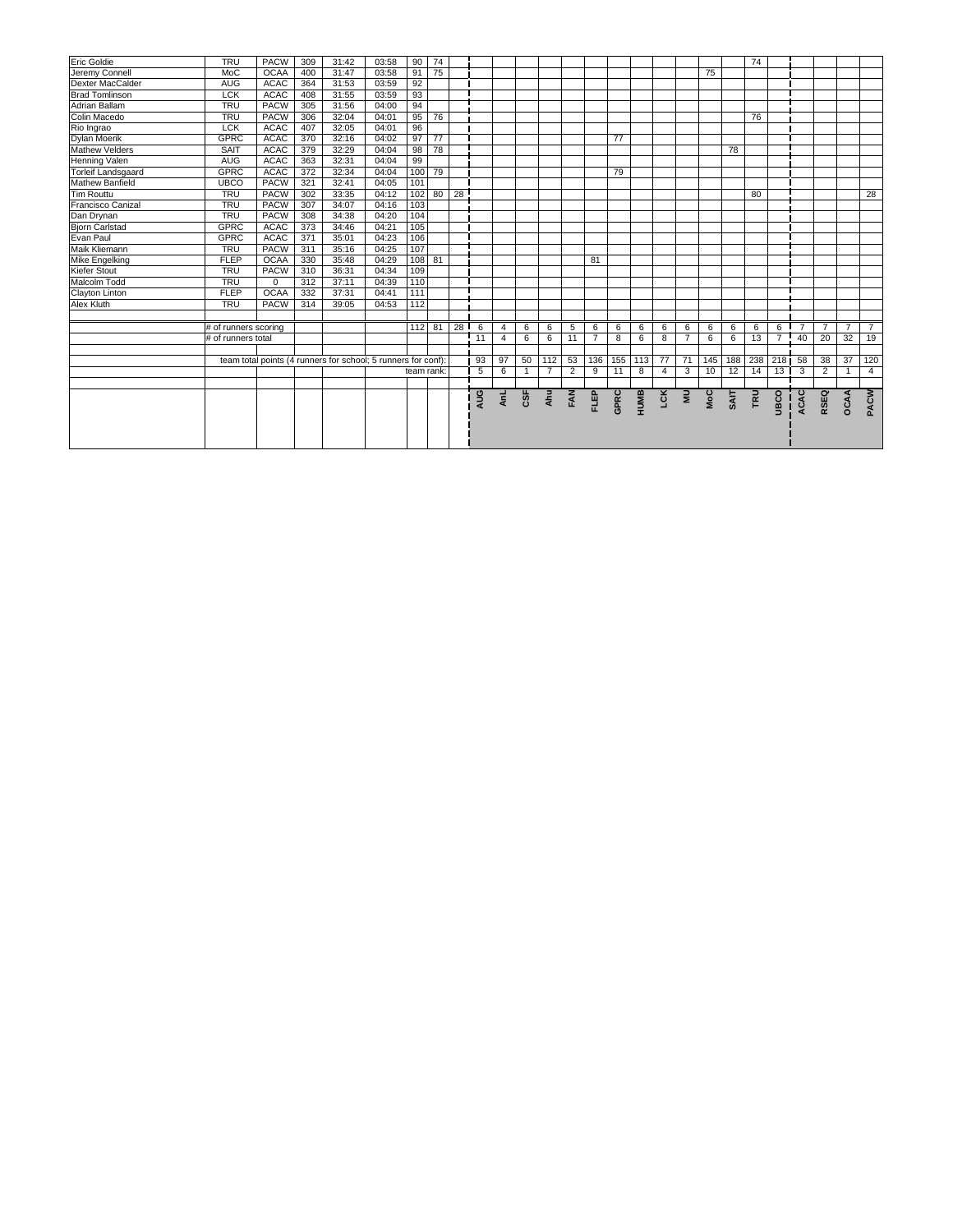| | | | | | | | | | | | | | | | | | | | | | | | | | | |
|---|---|---|---|---|---|---|---|---|---|---|---|---|---|---|---|---|---|---|---|---|---|---|---|---|---|---|
| Eric Goldie | TRU | PACW | 309 | 31:42 | 03:58 | 90 | 74 | | | | | | | | | | | | | | 74 | | | | | |
| Jeremy Connell | MoC | OCAA | 400 | 31:47 | 03:58 | 91 | 75 | | | | | | | | | | | | 75 | | | | | | | |
| Dexter MacCalder | AUG | ACAC | 364 | 31:53 | 03:59 | 92 | | | | | | | | | | | | | | | | | | | | |
| Brad Tomlinson | LCK | ACAC | 408 | 31:55 | 03:59 | 93 | | | | | | | | | | | | | | | | | | | | |
| Adrian Ballam | TRU | PACW | 305 | 31:56 | 04:00 | 94 | | | | | | | | | | | | | | | | | | | | |
| Colin Macedo | TRU | PACW | 306 | 32:04 | 04:01 | 95 | 76 | | | | | | | | | | | | | | 76 | | | | | |
| Rio Ingrao | LCK | ACAC | 407 | 32:05 | 04:01 | 96 | | | | | | | | | | | | | | | | | | | | |
| Dylan Moerik | GPRC | ACAC | 370 | 32:16 | 04:02 | 97 | 77 | | | | | | | | 77 | | | | | | | | | | | |
| Mathew Velders | SAIT | ACAC | 379 | 32:29 | 04:04 | 98 | 78 | | | | | | | | | | | | | 78 | | | | | | |
| Henning Valen | AUG | ACAC | 363 | 32:31 | 04:04 | 99 | | | | | | | | | | | | | | | | | | | | |
| Torleif Landsgaard | GPRC | ACAC | 372 | 32:34 | 04:04 | 100 | 79 | | | | | | | | 79 | | | | | | | | | | | |
| Mathew Banfield | UBCO | PACW | 321 | 32:41 | 04:05 | 101 | | | | | | | | | | | | | | | | | | | | |
| Tim Routtu | TRU | PACW | 302 | 33:35 | 04:12 | 102 | 80 | 28 | | | | | | | | | | | | | 80 | | | | | 28 |
| Francisco Canizal | TRU | PACW | 307 | 34:07 | 04:16 | 103 | | | | | | | | | | | | | | | | | | | | |
| Dan Drynan | TRU | PACW | 308 | 34:38 | 04:20 | 104 | | | | | | | | | | | | | | | | | | | | |
| Bjorn Carlstad | GPRC | ACAC | 373 | 34:46 | 04:21 | 105 | | | | | | | | | | | | | | | | | | | | |
| Evan Paul | GPRC | ACAC | 371 | 35:01 | 04:23 | 106 | | | | | | | | | | | | | | | | | | | | |
| Maik Kliemann | TRU | PACW | 311 | 35:16 | 04:25 | 107 | | | | | | | | | | | | | | | | | | | | |
| Mike Engelking | FLEP | OCAA | 330 | 35:48 | 04:29 | 108 | 81 | | | | | | | 81 | | | | | | | | | | | | |
| Kiefer Stout | TRU | PACW | 310 | 36:31 | 04:34 | 109 | | | | | | | | | | | | | | | | | | | | |
| Malcolm Todd | TRU | 0 | 312 | 37:11 | 04:39 | 110 | | | | | | | | | | | | | | | | | | | | |
| Clayton Linton | FLEP | OCAA | 332 | 37:31 | 04:41 | 111 | | | | | | | | | | | | | | | | | | | | |
| Alex Kluth | TRU | PACW | 314 | 39:05 | 04:53 | 112 | | | | | | | | | | | | | | | | | | | | |
| | | | | | | | | | | | | | | | | | | | | | | | | | | |
| | # of runners scoring | | | | | 112 | 81 | 28 | 6 | 4 | 6 | 6 | 5 | 6 | 6 | 6 | 6 | 6 | 6 | 6 | 6 | 6 | 7 | 7 | 7 | 7 |
| | # of runners total | | | | | | | | 11 | 4 | 6 | 6 | 11 | 7 | 8 | 6 | 8 | 7 | 6 | 6 | 13 | 7 | 40 | 20 | 32 | 19 |
| | | | | | | | | | | | | | | | | | | | | | | | | | | |
| | team total points (4 runners for school; 5 runners for conf): | | | | | | | | 93 | 97 | 50 | 112 | 53 | 136 | 155 | 113 | 77 | 71 | 145 | 188 | 238 | 218 | 58 | 38 | 37 | 120 |
| | | | | | | team rank: | | | 5 | 6 | 1 | 7 | 2 | 9 | 11 | 8 | 4 | 3 | 10 | 12 | 14 | 13 | 3 | 2 | 1 | 4 |
| | | | | | | | | | | | | | | | | | | | | | | | | | | |
| | | | | | | | | | AUG | AnL | CSF | Ahu | FAN | FLEP | GPRC | HUMB | LCK | MU | MoC | SAIT | TRU | UBCO | ACAC | RSEQ | OCAA | PACW |